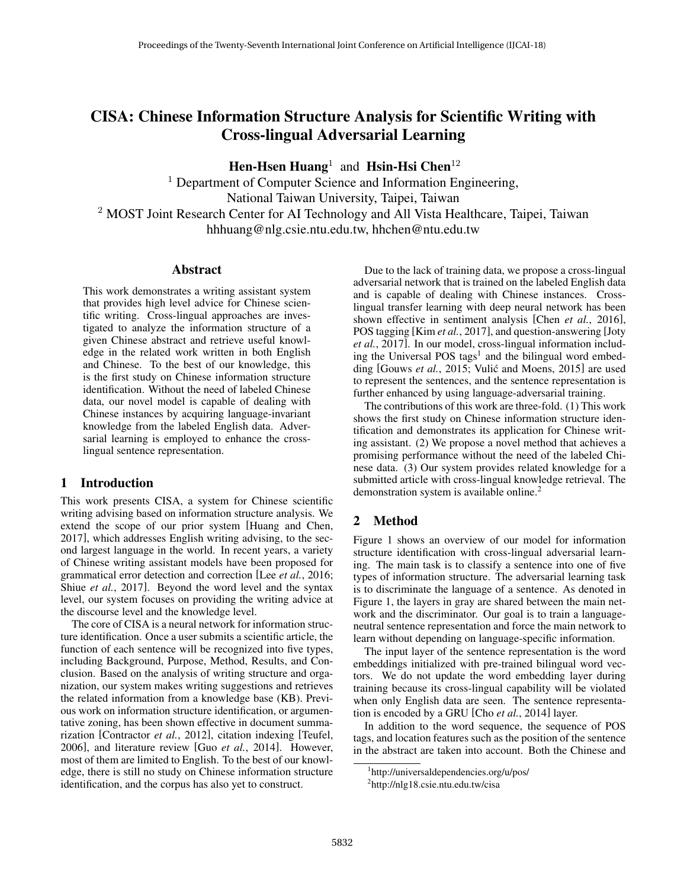# CISA: Chinese Information Structure Analysis for Scientific Writing with Cross-lingual Adversarial Learning

**Hen-Hsen Huang**[1] and **Hsin-Hsi Chen**[12]

[1] Department of Computer Science and Information Engineering, National Taiwan University, Taipei, Taiwan
[2] MOST Joint Research Center for AI Technology and All Vista Healthcare, Taipei, Taiwan
hhhuang@nlg.csie.ntu.edu.tw, hhchen@ntu.edu.tw

## Abstract

This work demonstrates a writing assistant system that provides high level advice for Chinese scientific writing. Cross-lingual approaches are investigated to analyze the information structure of a given Chinese abstract and retrieve useful knowledge in the related work written in both English and Chinese. To the best of our knowledge, this is the first study on Chinese information structure identification. Without the need of labeled Chinese data, our novel model is capable of dealing with Chinese instances by acquiring language-invariant knowledge from the labeled English data. Adversarial learning is employed to enhance the cross-lingual sentence representation.

## 1 Introduction

This work presents CISA, a system for Chinese scientific writing advising based on information structure analysis. We extend the scope of our prior system [Huang and Chen, 2017], which addresses English writing advising, to the second largest language in the world. In recent years, a variety of Chinese writing assistant models have been proposed for grammatical error detection and correction [Lee *et al.*, 2016; Shiue *et al.*, 2017]. Beyond the word level and the syntax level, our system focuses on providing the writing advice at the discourse level and the knowledge level.

The core of CISA is a neural network for information structure identification. Once a user submits a scientific article, the function of each sentence will be recognized into five types, including Background, Purpose, Method, Results, and Conclusion. Based on the analysis of writing structure and organization, our system makes writing suggestions and retrieves the related information from a knowledge base (KB). Previous work on information structure identification, or argumentative zoning, has been shown effective in document summarization [Contractor *et al.*, 2012], citation indexing [Teufel, 2006], and literature review [Guo *et al.*, 2014]. However, most of them are limited to English. To the best of our knowledge, there is still no study on Chinese information structure identification, and the corpus has also yet to construct.

Due to the lack of training data, we propose a cross-lingual adversarial network that is trained on the labeled English data and is capable of dealing with Chinese instances. Cross-lingual transfer learning with deep neural network has been shown effective in sentiment analysis [Chen *et al.*, 2016], POS tagging [Kim *et al.*, 2017], and question-answering [Joty *et al.*, 2017]. In our model, cross-lingual information including the Universal POS tags[1] and the bilingual word embedding [Gouws *et al.*, 2015; Vulić and Moens, 2015] are used to represent the sentences, and the sentence representation is further enhanced by using language-adversarial training.

The contributions of this work are three-fold. (1) This work shows the first study on Chinese information structure identification and demonstrates its application for Chinese writing assistant. (2) We propose a novel method that achieves a promising performance without the need of the labeled Chinese data. (3) Our system provides related knowledge for a submitted article with cross-lingual knowledge retrieval. The demonstration system is available online.[2]

## 2 Method

Figure 1 shows an overview of our model for information structure identification with cross-lingual adversarial learning. The main task is to classify a sentence into one of five types of information structure. The adversarial learning task is to discriminate the language of a sentence. As denoted in Figure 1, the layers in gray are shared between the main network and the discriminator. Our goal is to train a language-neutral sentence representation and force the main network to learn without depending on language-specific information.

The input layer of the sentence representation is the word embeddings initialized with pre-trained bilingual word vectors. We do not update the word embedding layer during training because its cross-lingual capability will be violated when only English data are seen. The sentence representation is encoded by a GRU [Cho *et al.*, 2014] layer.

In addition to the word sequence, the sequence of POS tags, and location features such as the position of the sentence in the abstract are taken into account. Both the Chinese and

[1] http://universaldependencies.org/u/pos/

[2] http://nlg18.csie.ntu.edu.tw/cisa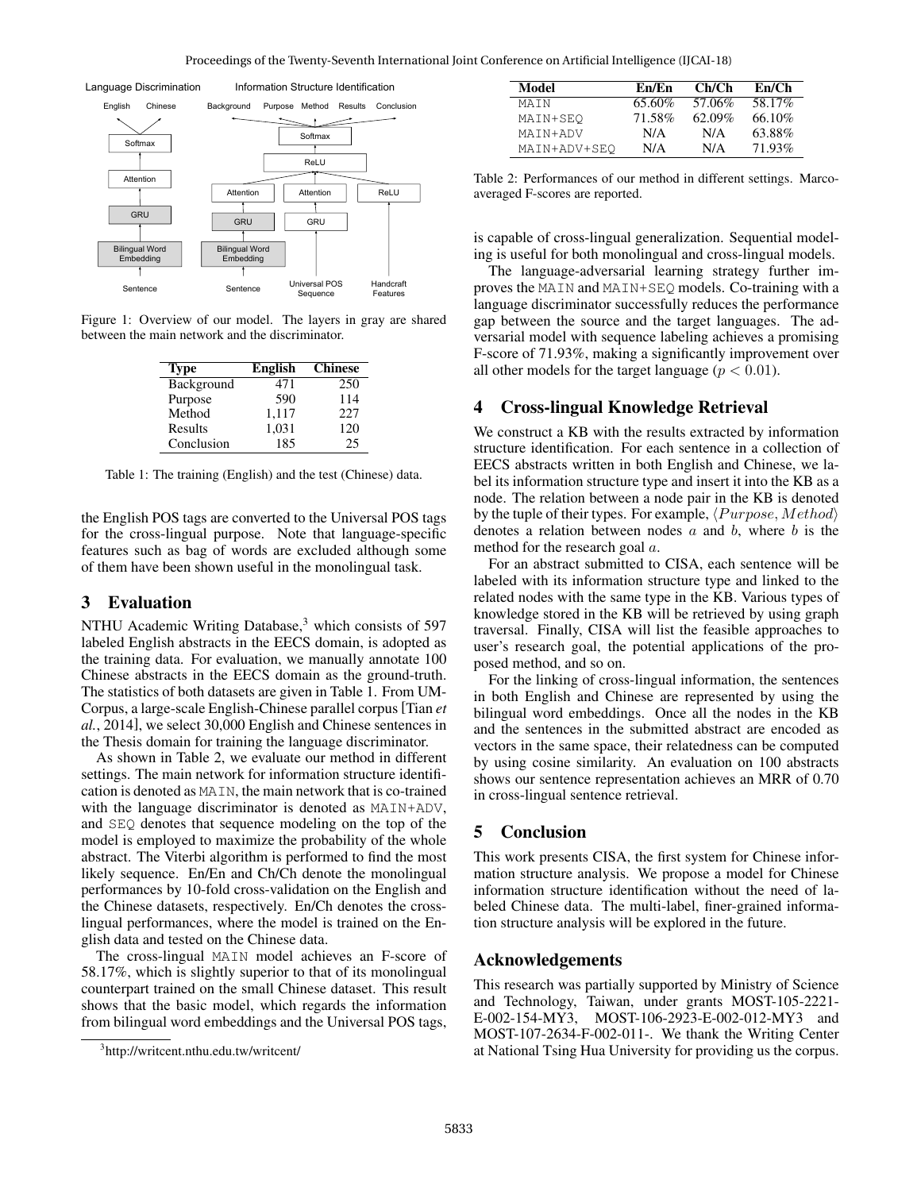Language Discrimination — Information Structure Identification

Figure 1: Overview of our model. The layers in gray are shared between the main network and the discriminator.

| Type | English | Chinese |
|---|---|---|
| Background | 471 | 250 |
| Purpose | 590 | 114 |
| Method | 1,117 | 227 |
| Results | 1,031 | 120 |
| Conclusion | 185 | 25 |

Table 1: The training (English) and the test (Chinese) data.

the English POS tags are converted to the Universal POS tags for the cross-lingual purpose. Note that language-specific features such as bag of words are excluded although some of them have been shown useful in the monolingual task.

## 3 Evaluation

NTHU Academic Writing Database,[3] which consists of 597 labeled English abstracts in the EECS domain, is adopted as the training data. For evaluation, we manually annotate 100 Chinese abstracts in the EECS domain as the ground-truth. The statistics of both datasets are given in Table 1. From UM-Corpus, a large-scale English-Chinese parallel corpus [Tian *et al.*, 2014], we select 30,000 English and Chinese sentences in the Thesis domain for training the language discriminator.

As shown in Table 2, we evaluate our method in different settings. The main network for information structure identification is denoted as MAIN, the main network that is co-trained with the language discriminator is denoted as MAIN+ADV, and SEQ denotes that sequence modeling on the top of the model is employed to maximize the probability of the whole abstract. The Viterbi algorithm is performed to find the most likely sequence. En/En and Ch/Ch denote the monolingual performances by 10-fold cross-validation on the English and the Chinese datasets, respectively. En/Ch denotes the cross-lingual performances, where the model is trained on the English data and tested on the Chinese data.

The cross-lingual MAIN model achieves an F-score of 58.17%, which is slightly superior to that of its monolingual counterpart trained on the small Chinese dataset. This result shows that the basic model, which regards the information from bilingual word embeddings and the Universal POS tags, is capable of cross-lingual generalization. Sequential modeling is useful for both monolingual and cross-lingual models.

[3] http://writcent.nthu.edu.tw/writcent/

| Model | En/En | Ch/Ch | En/Ch |
|---|---|---|---|
| MAIN | 65.60% | 57.06% | 58.17% |
| MAIN+SEQ | 71.58% | 62.09% | 66.10% |
| MAIN+ADV | N/A | N/A | 63.88% |
| MAIN+ADV+SEQ | N/A | N/A | 71.93% |

Table 2: Performances of our method in different settings. Marco-averaged F-scores are reported.

The language-adversarial learning strategy further improves the MAIN and MAIN+SEQ models. Co-training with a language discriminator successfully reduces the performance gap between the source and the target languages. The adversarial model with sequence labeling achieves a promising F-score of 71.93%, making a significantly improvement over all other models for the target language ($p < 0.01$).

## 4 Cross-lingual Knowledge Retrieval

We construct a KB with the results extracted by information structure identification. For each sentence in a collection of EECS abstracts written in both English and Chinese, we label its information structure type and insert it into the KB as a node. The relation between a node pair in the KB is denoted by the tuple of their types. For example, $\langle Purpose, Method \rangle$ denotes a relation between nodes $a$ and $b$, where $b$ is the method for the research goal $a$.

For an abstract submitted to CISA, each sentence will be labeled with its information structure type and linked to the related nodes with the same type in the KB. Various types of knowledge stored in the KB will be retrieved by using graph traversal. Finally, CISA will list the feasible approaches to user's research goal, the potential applications of the proposed method, and so on.

For the linking of cross-lingual information, the sentences in both English and Chinese are represented by using the bilingual word embeddings. Once all the nodes in the KB and the sentences in the submitted abstract are encoded as vectors in the same space, their relatedness can be computed by using cosine similarity. An evaluation on 100 abstracts shows our sentence representation achieves an MRR of 0.70 in cross-lingual sentence retrieval.

## 5 Conclusion

This work presents CISA, the first system for Chinese information structure analysis. We propose a model for Chinese information structure identification without the need of labeled Chinese data. The multi-label, finer-grained information structure analysis will be explored in the future.

## Acknowledgements

This research was partially supported by Ministry of Science and Technology, Taiwan, under grants MOST-105-2221-E-002-154-MY3, MOST-106-2923-E-002-012-MY3 and MOST-107-2634-F-002-011-. We thank the Writing Center at National Tsing Hua University for providing us the corpus.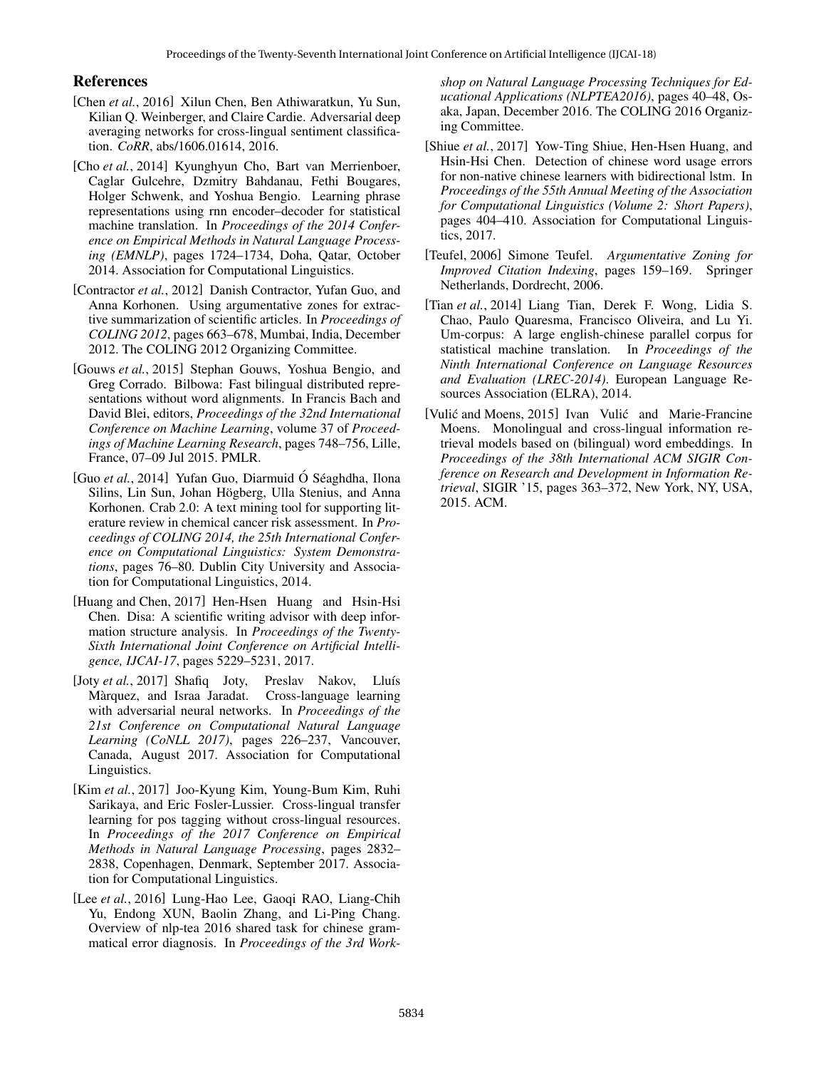## References

[Chen *et al.*, 2016] Xilun Chen, Ben Athiwaratkun, Yu Sun, Kilian Q. Weinberger, and Claire Cardie. Adversarial deep averaging networks for cross-lingual sentiment classification. *CoRR*, abs/1606.01614, 2016.

[Cho *et al.*, 2014] Kyunghyun Cho, Bart van Merrienboer, Caglar Gulcehre, Dzmitry Bahdanau, Fethi Bougares, Holger Schwenk, and Yoshua Bengio. Learning phrase representations using rnn encoder–decoder for statistical machine translation. In *Proceedings of the 2014 Conference on Empirical Methods in Natural Language Processing (EMNLP)*, pages 1724–1734, Doha, Qatar, October 2014. Association for Computational Linguistics.

[Contractor *et al.*, 2012] Danish Contractor, Yufan Guo, and Anna Korhonen. Using argumentative zones for extractive summarization of scientific articles. In *Proceedings of COLING 2012*, pages 663–678, Mumbai, India, December 2012. The COLING 2012 Organizing Committee.

[Gouws *et al.*, 2015] Stephan Gouws, Yoshua Bengio, and Greg Corrado. Bilbowa: Fast bilingual distributed representations without word alignments. In Francis Bach and David Blei, editors, *Proceedings of the 32nd International Conference on Machine Learning*, volume 37 of *Proceedings of Machine Learning Research*, pages 748–756, Lille, France, 07–09 Jul 2015. PMLR.

[Guo *et al.*, 2014] Yufan Guo, Diarmuid Ó Séaghdha, Ilona Silins, Lin Sun, Johan Högberg, Ulla Stenius, and Anna Korhonen. Crab 2.0: A text mining tool for supporting literature review in chemical cancer risk assessment. In *Proceedings of COLING 2014, the 25th International Conference on Computational Linguistics: System Demonstrations*, pages 76–80. Dublin City University and Association for Computational Linguistics, 2014.

[Huang and Chen, 2017] Hen-Hsen Huang and Hsin-Hsi Chen. Disa: A scientific writing advisor with deep information structure analysis. In *Proceedings of the Twenty-Sixth International Joint Conference on Artificial Intelligence, IJCAI-17*, pages 5229–5231, 2017.

[Joty *et al.*, 2017] Shafiq Joty, Preslav Nakov, Lluís Màrquez, and Israa Jaradat. Cross-language learning with adversarial neural networks. In *Proceedings of the 21st Conference on Computational Natural Language Learning (CoNLL 2017)*, pages 226–237, Vancouver, Canada, August 2017. Association for Computational Linguistics.

[Kim *et al.*, 2017] Joo-Kyung Kim, Young-Bum Kim, Ruhi Sarikaya, and Eric Fosler-Lussier. Cross-lingual transfer learning for pos tagging without cross-lingual resources. In *Proceedings of the 2017 Conference on Empirical Methods in Natural Language Processing*, pages 2832–2838, Copenhagen, Denmark, September 2017. Association for Computational Linguistics.

[Lee *et al.*, 2016] Lung-Hao Lee, Gaoqi RAO, Liang-Chih Yu, Endong XUN, Baolin Zhang, and Li-Ping Chang. Overview of nlp-tea 2016 shared task for chinese grammatical error diagnosis. In *Proceedings of the 3rd Workshop on Natural Language Processing Techniques for Educational Applications (NLPTEA2016)*, pages 40–48, Osaka, Japan, December 2016. The COLING 2016 Organizing Committee.

[Shiue *et al.*, 2017] Yow-Ting Shiue, Hen-Hsen Huang, and Hsin-Hsi Chen. Detection of chinese word usage errors for non-native chinese learners with bidirectional lstm. In *Proceedings of the 55th Annual Meeting of the Association for Computational Linguistics (Volume 2: Short Papers)*, pages 404–410. Association for Computational Linguistics, 2017.

[Teufel, 2006] Simone Teufel. *Argumentative Zoning for Improved Citation Indexing*, pages 159–169. Springer Netherlands, Dordrecht, 2006.

[Tian *et al.*, 2014] Liang Tian, Derek F. Wong, Lidia S. Chao, Paulo Quaresma, Francisco Oliveira, and Lu Yi. Um-corpus: A large english-chinese parallel corpus for statistical machine translation. In *Proceedings of the Ninth International Conference on Language Resources and Evaluation (LREC-2014)*. European Language Resources Association (ELRA), 2014.

[Vulić and Moens, 2015] Ivan Vulić and Marie-Francine Moens. Monolingual and cross-lingual information retrieval models based on (bilingual) word embeddings. In *Proceedings of the 38th International ACM SIGIR Conference on Research and Development in Information Retrieval*, SIGIR '15, pages 363–372, New York, NY, USA, 2015. ACM.